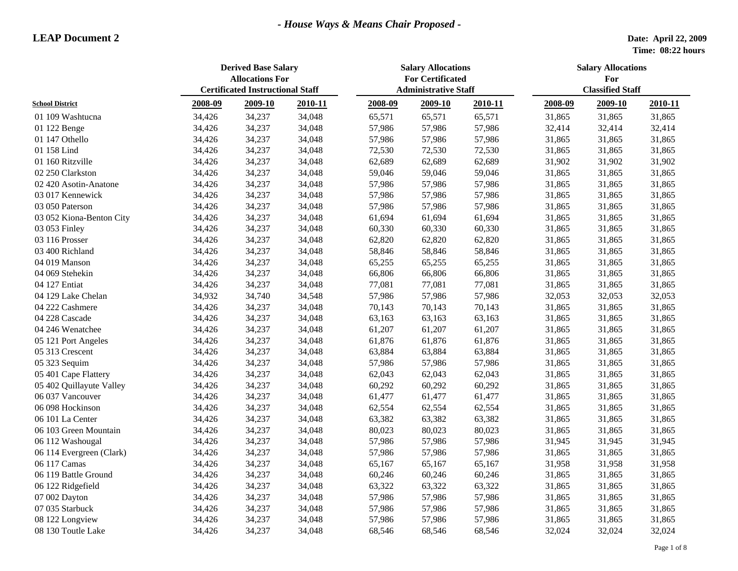*- House Ways & Means Chair Proposed -*

**LEAP Document 2**

**Date: April 22, 2009**
**Time: 08:22 hours**

| School District | Derived Base Salary Allocations For Certificated Instructional Staff | | | Salary Allocations For Certificated Administrative Staff | | | Salary Allocations For Classified Staff | | |
|---|---|---|---|---|---|---|---|---|---|
| | 2008-09 | 2009-10 | 2010-11 | 2008-09 | 2009-10 | 2010-11 | 2008-09 | 2009-10 | 2010-11 |
| 01 109 Washtucna | 34,426 | 34,237 | 34,048 | 65,571 | 65,571 | 65,571 | 31,865 | 31,865 | 31,865 |
| 01 122 Benge | 34,426 | 34,237 | 34,048 | 57,986 | 57,986 | 57,986 | 32,414 | 32,414 | 32,414 |
| 01 147 Othello | 34,426 | 34,237 | 34,048 | 57,986 | 57,986 | 57,986 | 31,865 | 31,865 | 31,865 |
| 01 158 Lind | 34,426 | 34,237 | 34,048 | 72,530 | 72,530 | 72,530 | 31,865 | 31,865 | 31,865 |
| 01 160 Ritzville | 34,426 | 34,237 | 34,048 | 62,689 | 62,689 | 62,689 | 31,902 | 31,902 | 31,902 |
| 02 250 Clarkston | 34,426 | 34,237 | 34,048 | 59,046 | 59,046 | 59,046 | 31,865 | 31,865 | 31,865 |
| 02 420 Asotin-Anatone | 34,426 | 34,237 | 34,048 | 57,986 | 57,986 | 57,986 | 31,865 | 31,865 | 31,865 |
| 03 017 Kennewick | 34,426 | 34,237 | 34,048 | 57,986 | 57,986 | 57,986 | 31,865 | 31,865 | 31,865 |
| 03 050 Paterson | 34,426 | 34,237 | 34,048 | 57,986 | 57,986 | 57,986 | 31,865 | 31,865 | 31,865 |
| 03 052 Kiona-Benton City | 34,426 | 34,237 | 34,048 | 61,694 | 61,694 | 61,694 | 31,865 | 31,865 | 31,865 |
| 03 053 Finley | 34,426 | 34,237 | 34,048 | 60,330 | 60,330 | 60,330 | 31,865 | 31,865 | 31,865 |
| 03 116 Prosser | 34,426 | 34,237 | 34,048 | 62,820 | 62,820 | 62,820 | 31,865 | 31,865 | 31,865 |
| 03 400 Richland | 34,426 | 34,237 | 34,048 | 58,846 | 58,846 | 58,846 | 31,865 | 31,865 | 31,865 |
| 04 019 Manson | 34,426 | 34,237 | 34,048 | 65,255 | 65,255 | 65,255 | 31,865 | 31,865 | 31,865 |
| 04 069 Stehekin | 34,426 | 34,237 | 34,048 | 66,806 | 66,806 | 66,806 | 31,865 | 31,865 | 31,865 |
| 04 127 Entiat | 34,426 | 34,237 | 34,048 | 77,081 | 77,081 | 77,081 | 31,865 | 31,865 | 31,865 |
| 04 129 Lake Chelan | 34,932 | 34,740 | 34,548 | 57,986 | 57,986 | 57,986 | 32,053 | 32,053 | 32,053 |
| 04 222 Cashmere | 34,426 | 34,237 | 34,048 | 70,143 | 70,143 | 70,143 | 31,865 | 31,865 | 31,865 |
| 04 228 Cascade | 34,426 | 34,237 | 34,048 | 63,163 | 63,163 | 63,163 | 31,865 | 31,865 | 31,865 |
| 04 246 Wenatchee | 34,426 | 34,237 | 34,048 | 61,207 | 61,207 | 61,207 | 31,865 | 31,865 | 31,865 |
| 05 121 Port Angeles | 34,426 | 34,237 | 34,048 | 61,876 | 61,876 | 61,876 | 31,865 | 31,865 | 31,865 |
| 05 313 Crescent | 34,426 | 34,237 | 34,048 | 63,884 | 63,884 | 63,884 | 31,865 | 31,865 | 31,865 |
| 05 323 Sequim | 34,426 | 34,237 | 34,048 | 57,986 | 57,986 | 57,986 | 31,865 | 31,865 | 31,865 |
| 05 401 Cape Flattery | 34,426 | 34,237 | 34,048 | 62,043 | 62,043 | 62,043 | 31,865 | 31,865 | 31,865 |
| 05 402 Quillayute Valley | 34,426 | 34,237 | 34,048 | 60,292 | 60,292 | 60,292 | 31,865 | 31,865 | 31,865 |
| 06 037 Vancouver | 34,426 | 34,237 | 34,048 | 61,477 | 61,477 | 61,477 | 31,865 | 31,865 | 31,865 |
| 06 098 Hockinson | 34,426 | 34,237 | 34,048 | 62,554 | 62,554 | 62,554 | 31,865 | 31,865 | 31,865 |
| 06 101 La Center | 34,426 | 34,237 | 34,048 | 63,382 | 63,382 | 63,382 | 31,865 | 31,865 | 31,865 |
| 06 103 Green Mountain | 34,426 | 34,237 | 34,048 | 80,023 | 80,023 | 80,023 | 31,865 | 31,865 | 31,865 |
| 06 112 Washougal | 34,426 | 34,237 | 34,048 | 57,986 | 57,986 | 57,986 | 31,945 | 31,945 | 31,945 |
| 06 114 Evergreen (Clark) | 34,426 | 34,237 | 34,048 | 57,986 | 57,986 | 57,986 | 31,865 | 31,865 | 31,865 |
| 06 117 Camas | 34,426 | 34,237 | 34,048 | 65,167 | 65,167 | 65,167 | 31,958 | 31,958 | 31,958 |
| 06 119 Battle Ground | 34,426 | 34,237 | 34,048 | 60,246 | 60,246 | 60,246 | 31,865 | 31,865 | 31,865 |
| 06 122 Ridgefield | 34,426 | 34,237 | 34,048 | 63,322 | 63,322 | 63,322 | 31,865 | 31,865 | 31,865 |
| 07 002 Dayton | 34,426 | 34,237 | 34,048 | 57,986 | 57,986 | 57,986 | 31,865 | 31,865 | 31,865 |
| 07 035 Starbuck | 34,426 | 34,237 | 34,048 | 57,986 | 57,986 | 57,986 | 31,865 | 31,865 | 31,865 |
| 08 122 Longview | 34,426 | 34,237 | 34,048 | 57,986 | 57,986 | 57,986 | 31,865 | 31,865 | 31,865 |
| 08 130 Toutle Lake | 34,426 | 34,237 | 34,048 | 68,546 | 68,546 | 68,546 | 32,024 | 32,024 | 32,024 |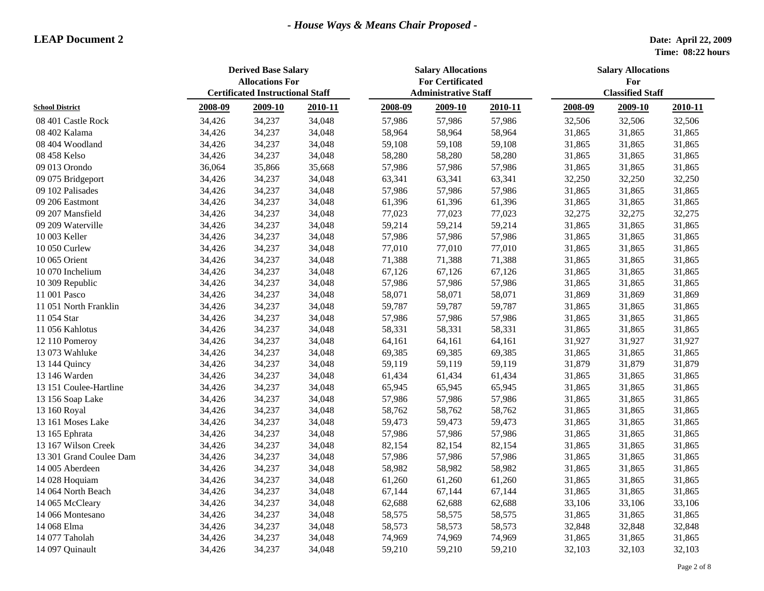*- House Ways & Means Chair Proposed -*

**LEAP Document 2**

**Date: April 22, 2009**
**Time: 08:22 hours**

| | Derived Base Salary Allocations For Certificated Instructional Staff | | | Salary Allocations For Certificated Administrative Staff | | | Salary Allocations For Classified Staff | | |
|---|---|---|---|---|---|---|---|---|---|
| **School District** | **2008-09** | **2009-10** | **2010-11** | **2008-09** | **2009-10** | **2010-11** | **2008-09** | **2009-10** | **2010-11** |
| 08 401 Castle Rock | 34,426 | 34,237 | 34,048 | 57,986 | 57,986 | 57,986 | 32,506 | 32,506 | 32,506 |
| 08 402 Kalama | 34,426 | 34,237 | 34,048 | 58,964 | 58,964 | 58,964 | 31,865 | 31,865 | 31,865 |
| 08 404 Woodland | 34,426 | 34,237 | 34,048 | 59,108 | 59,108 | 59,108 | 31,865 | 31,865 | 31,865 |
| 08 458 Kelso | 34,426 | 34,237 | 34,048 | 58,280 | 58,280 | 58,280 | 31,865 | 31,865 | 31,865 |
| 09 013 Orondo | 36,064 | 35,866 | 35,668 | 57,986 | 57,986 | 57,986 | 31,865 | 31,865 | 31,865 |
| 09 075 Bridgeport | 34,426 | 34,237 | 34,048 | 63,341 | 63,341 | 63,341 | 32,250 | 32,250 | 32,250 |
| 09 102 Palisades | 34,426 | 34,237 | 34,048 | 57,986 | 57,986 | 57,986 | 31,865 | 31,865 | 31,865 |
| 09 206 Eastmont | 34,426 | 34,237 | 34,048 | 61,396 | 61,396 | 61,396 | 31,865 | 31,865 | 31,865 |
| 09 207 Mansfield | 34,426 | 34,237 | 34,048 | 77,023 | 77,023 | 77,023 | 32,275 | 32,275 | 32,275 |
| 09 209 Waterville | 34,426 | 34,237 | 34,048 | 59,214 | 59,214 | 59,214 | 31,865 | 31,865 | 31,865 |
| 10 003 Keller | 34,426 | 34,237 | 34,048 | 57,986 | 57,986 | 57,986 | 31,865 | 31,865 | 31,865 |
| 10 050 Curlew | 34,426 | 34,237 | 34,048 | 77,010 | 77,010 | 77,010 | 31,865 | 31,865 | 31,865 |
| 10 065 Orient | 34,426 | 34,237 | 34,048 | 71,388 | 71,388 | 71,388 | 31,865 | 31,865 | 31,865 |
| 10 070 Inchelium | 34,426 | 34,237 | 34,048 | 67,126 | 67,126 | 67,126 | 31,865 | 31,865 | 31,865 |
| 10 309 Republic | 34,426 | 34,237 | 34,048 | 57,986 | 57,986 | 57,986 | 31,865 | 31,865 | 31,865 |
| 11 001 Pasco | 34,426 | 34,237 | 34,048 | 58,071 | 58,071 | 58,071 | 31,869 | 31,869 | 31,869 |
| 11 051 North Franklin | 34,426 | 34,237 | 34,048 | 59,787 | 59,787 | 59,787 | 31,865 | 31,865 | 31,865 |
| 11 054 Star | 34,426 | 34,237 | 34,048 | 57,986 | 57,986 | 57,986 | 31,865 | 31,865 | 31,865 |
| 11 056 Kahlotus | 34,426 | 34,237 | 34,048 | 58,331 | 58,331 | 58,331 | 31,865 | 31,865 | 31,865 |
| 12 110 Pomeroy | 34,426 | 34,237 | 34,048 | 64,161 | 64,161 | 64,161 | 31,927 | 31,927 | 31,927 |
| 13 073 Wahluke | 34,426 | 34,237 | 34,048 | 69,385 | 69,385 | 69,385 | 31,865 | 31,865 | 31,865 |
| 13 144 Quincy | 34,426 | 34,237 | 34,048 | 59,119 | 59,119 | 59,119 | 31,879 | 31,879 | 31,879 |
| 13 146 Warden | 34,426 | 34,237 | 34,048 | 61,434 | 61,434 | 61,434 | 31,865 | 31,865 | 31,865 |
| 13 151 Coulee-Hartline | 34,426 | 34,237 | 34,048 | 65,945 | 65,945 | 65,945 | 31,865 | 31,865 | 31,865 |
| 13 156 Soap Lake | 34,426 | 34,237 | 34,048 | 57,986 | 57,986 | 57,986 | 31,865 | 31,865 | 31,865 |
| 13 160 Royal | 34,426 | 34,237 | 34,048 | 58,762 | 58,762 | 58,762 | 31,865 | 31,865 | 31,865 |
| 13 161 Moses Lake | 34,426 | 34,237 | 34,048 | 59,473 | 59,473 | 59,473 | 31,865 | 31,865 | 31,865 |
| 13 165 Ephrata | 34,426 | 34,237 | 34,048 | 57,986 | 57,986 | 57,986 | 31,865 | 31,865 | 31,865 |
| 13 167 Wilson Creek | 34,426 | 34,237 | 34,048 | 82,154 | 82,154 | 82,154 | 31,865 | 31,865 | 31,865 |
| 13 301 Grand Coulee Dam | 34,426 | 34,237 | 34,048 | 57,986 | 57,986 | 57,986 | 31,865 | 31,865 | 31,865 |
| 14 005 Aberdeen | 34,426 | 34,237 | 34,048 | 58,982 | 58,982 | 58,982 | 31,865 | 31,865 | 31,865 |
| 14 028 Hoquiam | 34,426 | 34,237 | 34,048 | 61,260 | 61,260 | 61,260 | 31,865 | 31,865 | 31,865 |
| 14 064 North Beach | 34,426 | 34,237 | 34,048 | 67,144 | 67,144 | 67,144 | 31,865 | 31,865 | 31,865 |
| 14 065 McCleary | 34,426 | 34,237 | 34,048 | 62,688 | 62,688 | 62,688 | 33,106 | 33,106 | 33,106 |
| 14 066 Montesano | 34,426 | 34,237 | 34,048 | 58,575 | 58,575 | 58,575 | 31,865 | 31,865 | 31,865 |
| 14 068 Elma | 34,426 | 34,237 | 34,048 | 58,573 | 58,573 | 58,573 | 32,848 | 32,848 | 32,848 |
| 14 077 Taholah | 34,426 | 34,237 | 34,048 | 74,969 | 74,969 | 74,969 | 31,865 | 31,865 | 31,865 |
| 14 097 Quinault | 34,426 | 34,237 | 34,048 | 59,210 | 59,210 | 59,210 | 32,103 | 32,103 | 32,103 |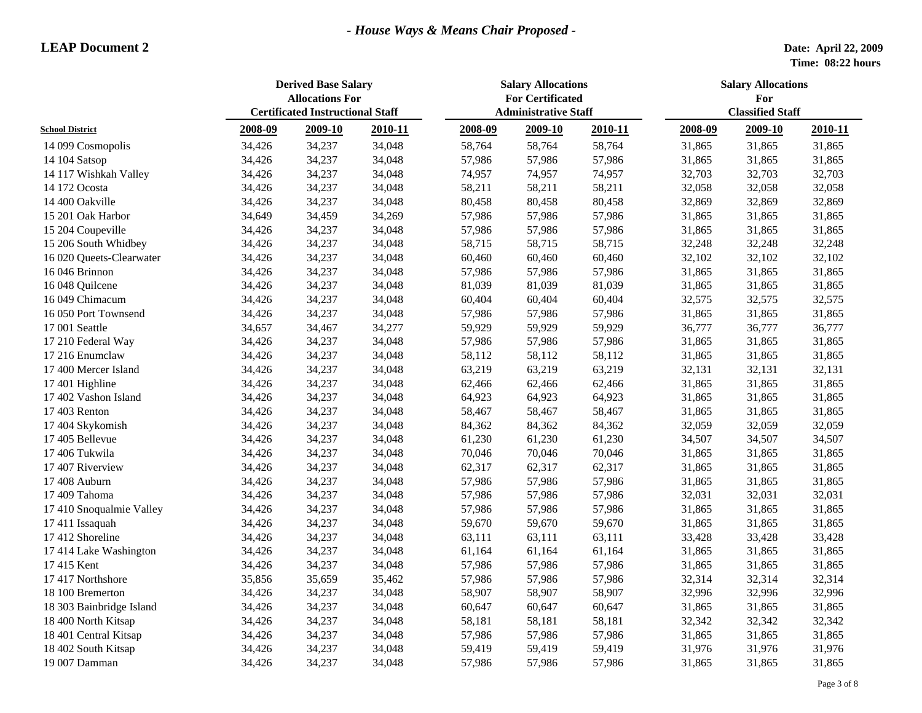*- House Ways & Means Chair Proposed -*

**LEAP Document 2**

**Date: April 22, 2009**
**Time: 08:22 hours**

| School District | Derived Base Salary Allocations For Certificated Instructional Staff | | | Salary Allocations For Certificated Administrative Staff | | | Salary Allocations For Classified Staff | | |
|---|---|---|---|---|---|---|---|---|---|
| | 2008-09 | 2009-10 | 2010-11 | 2008-09 | 2009-10 | 2010-11 | 2008-09 | 2009-10 | 2010-11 |
| 14 099 Cosmopolis | 34,426 | 34,237 | 34,048 | 58,764 | 58,764 | 58,764 | 31,865 | 31,865 | 31,865 |
| 14 104 Satsop | 34,426 | 34,237 | 34,048 | 57,986 | 57,986 | 57,986 | 31,865 | 31,865 | 31,865 |
| 14 117 Wishkah Valley | 34,426 | 34,237 | 34,048 | 74,957 | 74,957 | 74,957 | 32,703 | 32,703 | 32,703 |
| 14 172 Ocosta | 34,426 | 34,237 | 34,048 | 58,211 | 58,211 | 58,211 | 32,058 | 32,058 | 32,058 |
| 14 400 Oakville | 34,426 | 34,237 | 34,048 | 80,458 | 80,458 | 80,458 | 32,869 | 32,869 | 32,869 |
| 15 201 Oak Harbor | 34,649 | 34,459 | 34,269 | 57,986 | 57,986 | 57,986 | 31,865 | 31,865 | 31,865 |
| 15 204 Coupeville | 34,426 | 34,237 | 34,048 | 57,986 | 57,986 | 57,986 | 31,865 | 31,865 | 31,865 |
| 15 206 South Whidbey | 34,426 | 34,237 | 34,048 | 58,715 | 58,715 | 58,715 | 32,248 | 32,248 | 32,248 |
| 16 020 Queets-Clearwater | 34,426 | 34,237 | 34,048 | 60,460 | 60,460 | 60,460 | 32,102 | 32,102 | 32,102 |
| 16 046 Brinnon | 34,426 | 34,237 | 34,048 | 57,986 | 57,986 | 57,986 | 31,865 | 31,865 | 31,865 |
| 16 048 Quilcene | 34,426 | 34,237 | 34,048 | 81,039 | 81,039 | 81,039 | 31,865 | 31,865 | 31,865 |
| 16 049 Chimacum | 34,426 | 34,237 | 34,048 | 60,404 | 60,404 | 60,404 | 32,575 | 32,575 | 32,575 |
| 16 050 Port Townsend | 34,426 | 34,237 | 34,048 | 57,986 | 57,986 | 57,986 | 31,865 | 31,865 | 31,865 |
| 17 001 Seattle | 34,657 | 34,467 | 34,277 | 59,929 | 59,929 | 59,929 | 36,777 | 36,777 | 36,777 |
| 17 210 Federal Way | 34,426 | 34,237 | 34,048 | 57,986 | 57,986 | 57,986 | 31,865 | 31,865 | 31,865 |
| 17 216 Enumclaw | 34,426 | 34,237 | 34,048 | 58,112 | 58,112 | 58,112 | 31,865 | 31,865 | 31,865 |
| 17 400 Mercer Island | 34,426 | 34,237 | 34,048 | 63,219 | 63,219 | 63,219 | 32,131 | 32,131 | 32,131 |
| 17 401 Highline | 34,426 | 34,237 | 34,048 | 62,466 | 62,466 | 62,466 | 31,865 | 31,865 | 31,865 |
| 17 402 Vashon Island | 34,426 | 34,237 | 34,048 | 64,923 | 64,923 | 64,923 | 31,865 | 31,865 | 31,865 |
| 17 403 Renton | 34,426 | 34,237 | 34,048 | 58,467 | 58,467 | 58,467 | 31,865 | 31,865 | 31,865 |
| 17 404 Skykomish | 34,426 | 34,237 | 34,048 | 84,362 | 84,362 | 84,362 | 32,059 | 32,059 | 32,059 |
| 17 405 Bellevue | 34,426 | 34,237 | 34,048 | 61,230 | 61,230 | 61,230 | 34,507 | 34,507 | 34,507 |
| 17 406 Tukwila | 34,426 | 34,237 | 34,048 | 70,046 | 70,046 | 70,046 | 31,865 | 31,865 | 31,865 |
| 17 407 Riverview | 34,426 | 34,237 | 34,048 | 62,317 | 62,317 | 62,317 | 31,865 | 31,865 | 31,865 |
| 17 408 Auburn | 34,426 | 34,237 | 34,048 | 57,986 | 57,986 | 57,986 | 31,865 | 31,865 | 31,865 |
| 17 409 Tahoma | 34,426 | 34,237 | 34,048 | 57,986 | 57,986 | 57,986 | 32,031 | 32,031 | 32,031 |
| 17 410 Snoqualmie Valley | 34,426 | 34,237 | 34,048 | 57,986 | 57,986 | 57,986 | 31,865 | 31,865 | 31,865 |
| 17 411 Issaquah | 34,426 | 34,237 | 34,048 | 59,670 | 59,670 | 59,670 | 31,865 | 31,865 | 31,865 |
| 17 412 Shoreline | 34,426 | 34,237 | 34,048 | 63,111 | 63,111 | 63,111 | 33,428 | 33,428 | 33,428 |
| 17 414 Lake Washington | 34,426 | 34,237 | 34,048 | 61,164 | 61,164 | 61,164 | 31,865 | 31,865 | 31,865 |
| 17 415 Kent | 34,426 | 34,237 | 34,048 | 57,986 | 57,986 | 57,986 | 31,865 | 31,865 | 31,865 |
| 17 417 Northshore | 35,856 | 35,659 | 35,462 | 57,986 | 57,986 | 57,986 | 32,314 | 32,314 | 32,314 |
| 18 100 Bremerton | 34,426 | 34,237 | 34,048 | 58,907 | 58,907 | 58,907 | 32,996 | 32,996 | 32,996 |
| 18 303 Bainbridge Island | 34,426 | 34,237 | 34,048 | 60,647 | 60,647 | 60,647 | 31,865 | 31,865 | 31,865 |
| 18 400 North Kitsap | 34,426 | 34,237 | 34,048 | 58,181 | 58,181 | 58,181 | 32,342 | 32,342 | 32,342 |
| 18 401 Central Kitsap | 34,426 | 34,237 | 34,048 | 57,986 | 57,986 | 57,986 | 31,865 | 31,865 | 31,865 |
| 18 402 South Kitsap | 34,426 | 34,237 | 34,048 | 59,419 | 59,419 | 59,419 | 31,976 | 31,976 | 31,976 |
| 19 007 Damman | 34,426 | 34,237 | 34,048 | 57,986 | 57,986 | 57,986 | 31,865 | 31,865 | 31,865 |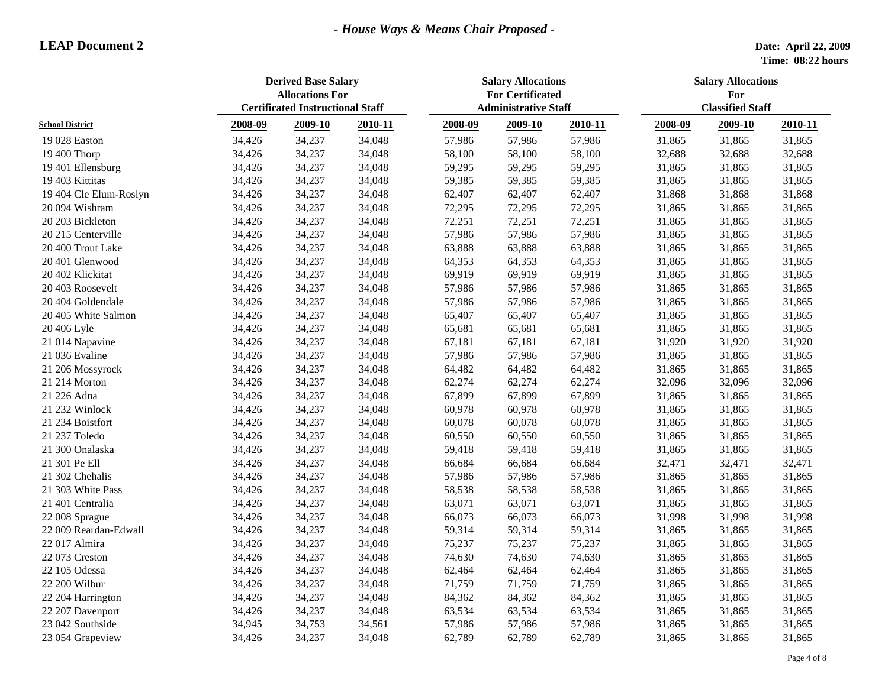*- House Ways & Means Chair Proposed -*

**LEAP Document 2**

**Date: April 22, 2009**
**Time: 08:22 hours**

| School District | Derived Base Salary Allocations For Certificated Instructional Staff | | | Salary Allocations For Certificated Administrative Staff | | | Salary Allocations For Classified Staff | | |
|---|---|---|---|---|---|---|---|---|---|
| | 2008-09 | 2009-10 | 2010-11 | 2008-09 | 2009-10 | 2010-11 | 2008-09 | 2009-10 | 2010-11 |
| 19 028 Easton | 34,426 | 34,237 | 34,048 | 57,986 | 57,986 | 57,986 | 31,865 | 31,865 | 31,865 |
| 19 400 Thorp | 34,426 | 34,237 | 34,048 | 58,100 | 58,100 | 58,100 | 32,688 | 32,688 | 32,688 |
| 19 401 Ellensburg | 34,426 | 34,237 | 34,048 | 59,295 | 59,295 | 59,295 | 31,865 | 31,865 | 31,865 |
| 19 403 Kittitas | 34,426 | 34,237 | 34,048 | 59,385 | 59,385 | 59,385 | 31,865 | 31,865 | 31,865 |
| 19 404 Cle Elum-Roslyn | 34,426 | 34,237 | 34,048 | 62,407 | 62,407 | 62,407 | 31,868 | 31,868 | 31,868 |
| 20 094 Wishram | 34,426 | 34,237 | 34,048 | 72,295 | 72,295 | 72,295 | 31,865 | 31,865 | 31,865 |
| 20 203 Bickleton | 34,426 | 34,237 | 34,048 | 72,251 | 72,251 | 72,251 | 31,865 | 31,865 | 31,865 |
| 20 215 Centerville | 34,426 | 34,237 | 34,048 | 57,986 | 57,986 | 57,986 | 31,865 | 31,865 | 31,865 |
| 20 400 Trout Lake | 34,426 | 34,237 | 34,048 | 63,888 | 63,888 | 63,888 | 31,865 | 31,865 | 31,865 |
| 20 401 Glenwood | 34,426 | 34,237 | 34,048 | 64,353 | 64,353 | 64,353 | 31,865 | 31,865 | 31,865 |
| 20 402 Klickitat | 34,426 | 34,237 | 34,048 | 69,919 | 69,919 | 69,919 | 31,865 | 31,865 | 31,865 |
| 20 403 Roosevelt | 34,426 | 34,237 | 34,048 | 57,986 | 57,986 | 57,986 | 31,865 | 31,865 | 31,865 |
| 20 404 Goldendale | 34,426 | 34,237 | 34,048 | 57,986 | 57,986 | 57,986 | 31,865 | 31,865 | 31,865 |
| 20 405 White Salmon | 34,426 | 34,237 | 34,048 | 65,407 | 65,407 | 65,407 | 31,865 | 31,865 | 31,865 |
| 20 406 Lyle | 34,426 | 34,237 | 34,048 | 65,681 | 65,681 | 65,681 | 31,865 | 31,865 | 31,865 |
| 21 014 Napavine | 34,426 | 34,237 | 34,048 | 67,181 | 67,181 | 67,181 | 31,920 | 31,920 | 31,920 |
| 21 036 Evaline | 34,426 | 34,237 | 34,048 | 57,986 | 57,986 | 57,986 | 31,865 | 31,865 | 31,865 |
| 21 206 Mossyrock | 34,426 | 34,237 | 34,048 | 64,482 | 64,482 | 64,482 | 31,865 | 31,865 | 31,865 |
| 21 214 Morton | 34,426 | 34,237 | 34,048 | 62,274 | 62,274 | 62,274 | 32,096 | 32,096 | 32,096 |
| 21 226 Adna | 34,426 | 34,237 | 34,048 | 67,899 | 67,899 | 67,899 | 31,865 | 31,865 | 31,865 |
| 21 232 Winlock | 34,426 | 34,237 | 34,048 | 60,978 | 60,978 | 60,978 | 31,865 | 31,865 | 31,865 |
| 21 234 Boistfort | 34,426 | 34,237 | 34,048 | 60,078 | 60,078 | 60,078 | 31,865 | 31,865 | 31,865 |
| 21 237 Toledo | 34,426 | 34,237 | 34,048 | 60,550 | 60,550 | 60,550 | 31,865 | 31,865 | 31,865 |
| 21 300 Onalaska | 34,426 | 34,237 | 34,048 | 59,418 | 59,418 | 59,418 | 31,865 | 31,865 | 31,865 |
| 21 301 Pe Ell | 34,426 | 34,237 | 34,048 | 66,684 | 66,684 | 66,684 | 32,471 | 32,471 | 32,471 |
| 21 302 Chehalis | 34,426 | 34,237 | 34,048 | 57,986 | 57,986 | 57,986 | 31,865 | 31,865 | 31,865 |
| 21 303 White Pass | 34,426 | 34,237 | 34,048 | 58,538 | 58,538 | 58,538 | 31,865 | 31,865 | 31,865 |
| 21 401 Centralia | 34,426 | 34,237 | 34,048 | 63,071 | 63,071 | 63,071 | 31,865 | 31,865 | 31,865 |
| 22 008 Sprague | 34,426 | 34,237 | 34,048 | 66,073 | 66,073 | 66,073 | 31,998 | 31,998 | 31,998 |
| 22 009 Reardan-Edwall | 34,426 | 34,237 | 34,048 | 59,314 | 59,314 | 59,314 | 31,865 | 31,865 | 31,865 |
| 22 017 Almira | 34,426 | 34,237 | 34,048 | 75,237 | 75,237 | 75,237 | 31,865 | 31,865 | 31,865 |
| 22 073 Creston | 34,426 | 34,237 | 34,048 | 74,630 | 74,630 | 74,630 | 31,865 | 31,865 | 31,865 |
| 22 105 Odessa | 34,426 | 34,237 | 34,048 | 62,464 | 62,464 | 62,464 | 31,865 | 31,865 | 31,865 |
| 22 200 Wilbur | 34,426 | 34,237 | 34,048 | 71,759 | 71,759 | 71,759 | 31,865 | 31,865 | 31,865 |
| 22 204 Harrington | 34,426 | 34,237 | 34,048 | 84,362 | 84,362 | 84,362 | 31,865 | 31,865 | 31,865 |
| 22 207 Davenport | 34,426 | 34,237 | 34,048 | 63,534 | 63,534 | 63,534 | 31,865 | 31,865 | 31,865 |
| 23 042 Southside | 34,945 | 34,753 | 34,561 | 57,986 | 57,986 | 57,986 | 31,865 | 31,865 | 31,865 |
| 23 054 Grapeview | 34,426 | 34,237 | 34,048 | 62,789 | 62,789 | 62,789 | 31,865 | 31,865 | 31,865 |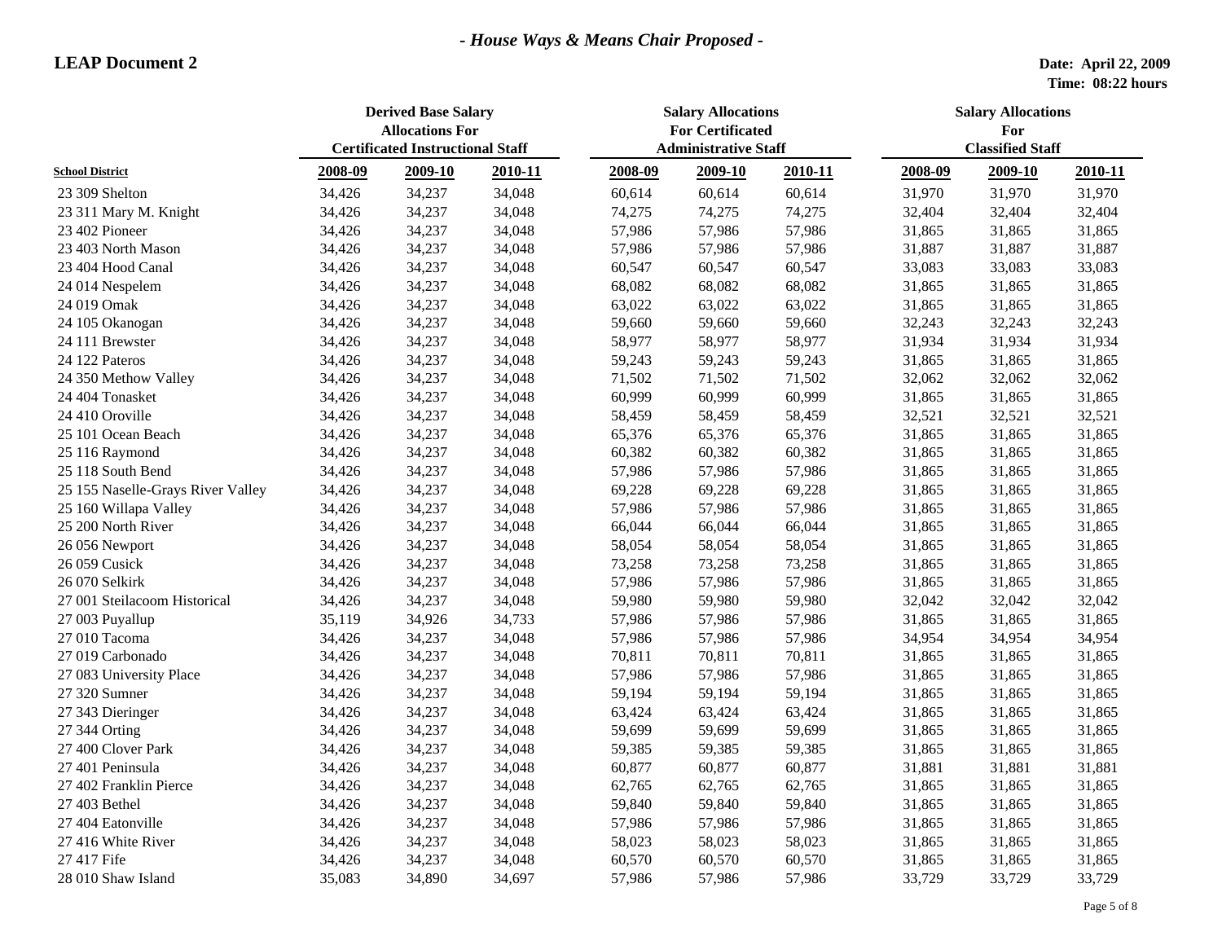*- House Ways & Means Chair Proposed -*

**LEAP Document 2**

**Date: April 22, 2009**
**Time: 08:22 hours**

| School District | Derived Base Salary Allocations For Certificated Instructional Staff | | | Salary Allocations For Certificated Administrative Staff | | | Salary Allocations For Classified Staff | | |
|---|---|---|---|---|---|---|---|---|---|
| | 2008-09 | 2009-10 | 2010-11 | 2008-09 | 2009-10 | 2010-11 | 2008-09 | 2009-10 | 2010-11 |
| 23 309 Shelton | 34,426 | 34,237 | 34,048 | 60,614 | 60,614 | 60,614 | 31,970 | 31,970 | 31,970 |
| 23 311 Mary M. Knight | 34,426 | 34,237 | 34,048 | 74,275 | 74,275 | 74,275 | 32,404 | 32,404 | 32,404 |
| 23 402 Pioneer | 34,426 | 34,237 | 34,048 | 57,986 | 57,986 | 57,986 | 31,865 | 31,865 | 31,865 |
| 23 403 North Mason | 34,426 | 34,237 | 34,048 | 57,986 | 57,986 | 57,986 | 31,887 | 31,887 | 31,887 |
| 23 404 Hood Canal | 34,426 | 34,237 | 34,048 | 60,547 | 60,547 | 60,547 | 33,083 | 33,083 | 33,083 |
| 24 014 Nespelem | 34,426 | 34,237 | 34,048 | 68,082 | 68,082 | 68,082 | 31,865 | 31,865 | 31,865 |
| 24 019 Omak | 34,426 | 34,237 | 34,048 | 63,022 | 63,022 | 63,022 | 31,865 | 31,865 | 31,865 |
| 24 105 Okanogan | 34,426 | 34,237 | 34,048 | 59,660 | 59,660 | 59,660 | 32,243 | 32,243 | 32,243 |
| 24 111 Brewster | 34,426 | 34,237 | 34,048 | 58,977 | 58,977 | 58,977 | 31,934 | 31,934 | 31,934 |
| 24 122 Pateros | 34,426 | 34,237 | 34,048 | 59,243 | 59,243 | 59,243 | 31,865 | 31,865 | 31,865 |
| 24 350 Methow Valley | 34,426 | 34,237 | 34,048 | 71,502 | 71,502 | 71,502 | 32,062 | 32,062 | 32,062 |
| 24 404 Tonasket | 34,426 | 34,237 | 34,048 | 60,999 | 60,999 | 60,999 | 31,865 | 31,865 | 31,865 |
| 24 410 Oroville | 34,426 | 34,237 | 34,048 | 58,459 | 58,459 | 58,459 | 32,521 | 32,521 | 32,521 |
| 25 101 Ocean Beach | 34,426 | 34,237 | 34,048 | 65,376 | 65,376 | 65,376 | 31,865 | 31,865 | 31,865 |
| 25 116 Raymond | 34,426 | 34,237 | 34,048 | 60,382 | 60,382 | 60,382 | 31,865 | 31,865 | 31,865 |
| 25 118 South Bend | 34,426 | 34,237 | 34,048 | 57,986 | 57,986 | 57,986 | 31,865 | 31,865 | 31,865 |
| 25 155 Naselle-Grays River Valley | 34,426 | 34,237 | 34,048 | 69,228 | 69,228 | 69,228 | 31,865 | 31,865 | 31,865 |
| 25 160 Willapa Valley | 34,426 | 34,237 | 34,048 | 57,986 | 57,986 | 57,986 | 31,865 | 31,865 | 31,865 |
| 25 200 North River | 34,426 | 34,237 | 34,048 | 66,044 | 66,044 | 66,044 | 31,865 | 31,865 | 31,865 |
| 26 056 Newport | 34,426 | 34,237 | 34,048 | 58,054 | 58,054 | 58,054 | 31,865 | 31,865 | 31,865 |
| 26 059 Cusick | 34,426 | 34,237 | 34,048 | 73,258 | 73,258 | 73,258 | 31,865 | 31,865 | 31,865 |
| 26 070 Selkirk | 34,426 | 34,237 | 34,048 | 57,986 | 57,986 | 57,986 | 31,865 | 31,865 | 31,865 |
| 27 001 Steilacoom Historical | 34,426 | 34,237 | 34,048 | 59,980 | 59,980 | 59,980 | 32,042 | 32,042 | 32,042 |
| 27 003 Puyallup | 35,119 | 34,926 | 34,733 | 57,986 | 57,986 | 57,986 | 31,865 | 31,865 | 31,865 |
| 27 010 Tacoma | 34,426 | 34,237 | 34,048 | 57,986 | 57,986 | 57,986 | 34,954 | 34,954 | 34,954 |
| 27 019 Carbonado | 34,426 | 34,237 | 34,048 | 70,811 | 70,811 | 70,811 | 31,865 | 31,865 | 31,865 |
| 27 083 University Place | 34,426 | 34,237 | 34,048 | 57,986 | 57,986 | 57,986 | 31,865 | 31,865 | 31,865 |
| 27 320 Sumner | 34,426 | 34,237 | 34,048 | 59,194 | 59,194 | 59,194 | 31,865 | 31,865 | 31,865 |
| 27 343 Dieringer | 34,426 | 34,237 | 34,048 | 63,424 | 63,424 | 63,424 | 31,865 | 31,865 | 31,865 |
| 27 344 Orting | 34,426 | 34,237 | 34,048 | 59,699 | 59,699 | 59,699 | 31,865 | 31,865 | 31,865 |
| 27 400 Clover Park | 34,426 | 34,237 | 34,048 | 59,385 | 59,385 | 59,385 | 31,865 | 31,865 | 31,865 |
| 27 401 Peninsula | 34,426 | 34,237 | 34,048 | 60,877 | 60,877 | 60,877 | 31,881 | 31,881 | 31,881 |
| 27 402 Franklin Pierce | 34,426 | 34,237 | 34,048 | 62,765 | 62,765 | 62,765 | 31,865 | 31,865 | 31,865 |
| 27 403 Bethel | 34,426 | 34,237 | 34,048 | 59,840 | 59,840 | 59,840 | 31,865 | 31,865 | 31,865 |
| 27 404 Eatonville | 34,426 | 34,237 | 34,048 | 57,986 | 57,986 | 57,986 | 31,865 | 31,865 | 31,865 |
| 27 416 White River | 34,426 | 34,237 | 34,048 | 58,023 | 58,023 | 58,023 | 31,865 | 31,865 | 31,865 |
| 27 417 Fife | 34,426 | 34,237 | 34,048 | 60,570 | 60,570 | 60,570 | 31,865 | 31,865 | 31,865 |
| 28 010 Shaw Island | 35,083 | 34,890 | 34,697 | 57,986 | 57,986 | 57,986 | 33,729 | 33,729 | 33,729 |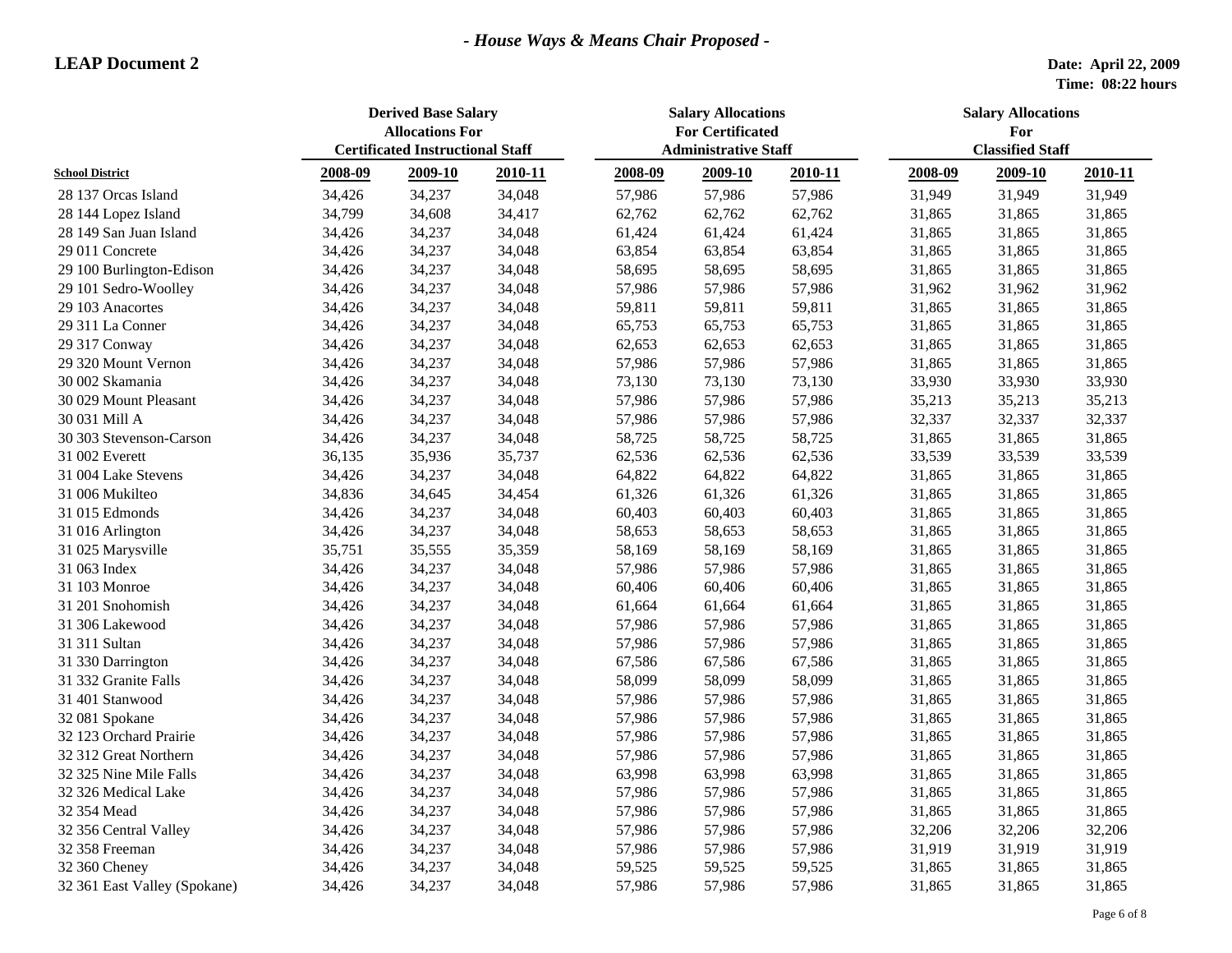*- House Ways & Means Chair Proposed -*

**LEAP Document 2**

**Date: April 22, 2009**
**Time: 08:22 hours**

| School District | Derived Base Salary Allocations For Certificated Instructional Staff | | | Salary Allocations For Certificated Administrative Staff | | | Salary Allocations For Classified Staff | | |
|---|---|---|---|---|---|---|---|---|---|
| | 2008-09 | 2009-10 | 2010-11 | 2008-09 | 2009-10 | 2010-11 | 2008-09 | 2009-10 | 2010-11 |
| 28 137 Orcas Island | 34,426 | 34,237 | 34,048 | 57,986 | 57,986 | 57,986 | 31,949 | 31,949 | 31,949 |
| 28 144 Lopez Island | 34,799 | 34,608 | 34,417 | 62,762 | 62,762 | 62,762 | 31,865 | 31,865 | 31,865 |
| 28 149 San Juan Island | 34,426 | 34,237 | 34,048 | 61,424 | 61,424 | 61,424 | 31,865 | 31,865 | 31,865 |
| 29 011 Concrete | 34,426 | 34,237 | 34,048 | 63,854 | 63,854 | 63,854 | 31,865 | 31,865 | 31,865 |
| 29 100 Burlington-Edison | 34,426 | 34,237 | 34,048 | 58,695 | 58,695 | 58,695 | 31,865 | 31,865 | 31,865 |
| 29 101 Sedro-Woolley | 34,426 | 34,237 | 34,048 | 57,986 | 57,986 | 57,986 | 31,962 | 31,962 | 31,962 |
| 29 103 Anacortes | 34,426 | 34,237 | 34,048 | 59,811 | 59,811 | 59,811 | 31,865 | 31,865 | 31,865 |
| 29 311 La Conner | 34,426 | 34,237 | 34,048 | 65,753 | 65,753 | 65,753 | 31,865 | 31,865 | 31,865 |
| 29 317 Conway | 34,426 | 34,237 | 34,048 | 62,653 | 62,653 | 62,653 | 31,865 | 31,865 | 31,865 |
| 29 320 Mount Vernon | 34,426 | 34,237 | 34,048 | 57,986 | 57,986 | 57,986 | 31,865 | 31,865 | 31,865 |
| 30 002 Skamania | 34,426 | 34,237 | 34,048 | 73,130 | 73,130 | 73,130 | 33,930 | 33,930 | 33,930 |
| 30 029 Mount Pleasant | 34,426 | 34,237 | 34,048 | 57,986 | 57,986 | 57,986 | 35,213 | 35,213 | 35,213 |
| 30 031 Mill A | 34,426 | 34,237 | 34,048 | 57,986 | 57,986 | 57,986 | 32,337 | 32,337 | 32,337 |
| 30 303 Stevenson-Carson | 34,426 | 34,237 | 34,048 | 58,725 | 58,725 | 58,725 | 31,865 | 31,865 | 31,865 |
| 31 002 Everett | 36,135 | 35,936 | 35,737 | 62,536 | 62,536 | 62,536 | 33,539 | 33,539 | 33,539 |
| 31 004 Lake Stevens | 34,426 | 34,237 | 34,048 | 64,822 | 64,822 | 64,822 | 31,865 | 31,865 | 31,865 |
| 31 006 Mukilteo | 34,836 | 34,645 | 34,454 | 61,326 | 61,326 | 61,326 | 31,865 | 31,865 | 31,865 |
| 31 015 Edmonds | 34,426 | 34,237 | 34,048 | 60,403 | 60,403 | 60,403 | 31,865 | 31,865 | 31,865 |
| 31 016 Arlington | 34,426 | 34,237 | 34,048 | 58,653 | 58,653 | 58,653 | 31,865 | 31,865 | 31,865 |
| 31 025 Marysville | 35,751 | 35,555 | 35,359 | 58,169 | 58,169 | 58,169 | 31,865 | 31,865 | 31,865 |
| 31 063 Index | 34,426 | 34,237 | 34,048 | 57,986 | 57,986 | 57,986 | 31,865 | 31,865 | 31,865 |
| 31 103 Monroe | 34,426 | 34,237 | 34,048 | 60,406 | 60,406 | 60,406 | 31,865 | 31,865 | 31,865 |
| 31 201 Snohomish | 34,426 | 34,237 | 34,048 | 61,664 | 61,664 | 61,664 | 31,865 | 31,865 | 31,865 |
| 31 306 Lakewood | 34,426 | 34,237 | 34,048 | 57,986 | 57,986 | 57,986 | 31,865 | 31,865 | 31,865 |
| 31 311 Sultan | 34,426 | 34,237 | 34,048 | 57,986 | 57,986 | 57,986 | 31,865 | 31,865 | 31,865 |
| 31 330 Darrington | 34,426 | 34,237 | 34,048 | 67,586 | 67,586 | 67,586 | 31,865 | 31,865 | 31,865 |
| 31 332 Granite Falls | 34,426 | 34,237 | 34,048 | 58,099 | 58,099 | 58,099 | 31,865 | 31,865 | 31,865 |
| 31 401 Stanwood | 34,426 | 34,237 | 34,048 | 57,986 | 57,986 | 57,986 | 31,865 | 31,865 | 31,865 |
| 32 081 Spokane | 34,426 | 34,237 | 34,048 | 57,986 | 57,986 | 57,986 | 31,865 | 31,865 | 31,865 |
| 32 123 Orchard Prairie | 34,426 | 34,237 | 34,048 | 57,986 | 57,986 | 57,986 | 31,865 | 31,865 | 31,865 |
| 32 312 Great Northern | 34,426 | 34,237 | 34,048 | 57,986 | 57,986 | 57,986 | 31,865 | 31,865 | 31,865 |
| 32 325 Nine Mile Falls | 34,426 | 34,237 | 34,048 | 63,998 | 63,998 | 63,998 | 31,865 | 31,865 | 31,865 |
| 32 326 Medical Lake | 34,426 | 34,237 | 34,048 | 57,986 | 57,986 | 57,986 | 31,865 | 31,865 | 31,865 |
| 32 354 Mead | 34,426 | 34,237 | 34,048 | 57,986 | 57,986 | 57,986 | 31,865 | 31,865 | 31,865 |
| 32 356 Central Valley | 34,426 | 34,237 | 34,048 | 57,986 | 57,986 | 57,986 | 32,206 | 32,206 | 32,206 |
| 32 358 Freeman | 34,426 | 34,237 | 34,048 | 57,986 | 57,986 | 57,986 | 31,919 | 31,919 | 31,919 |
| 32 360 Cheney | 34,426 | 34,237 | 34,048 | 59,525 | 59,525 | 59,525 | 31,865 | 31,865 | 31,865 |
| 32 361 East Valley (Spokane) | 34,426 | 34,237 | 34,048 | 57,986 | 57,986 | 57,986 | 31,865 | 31,865 | 31,865 |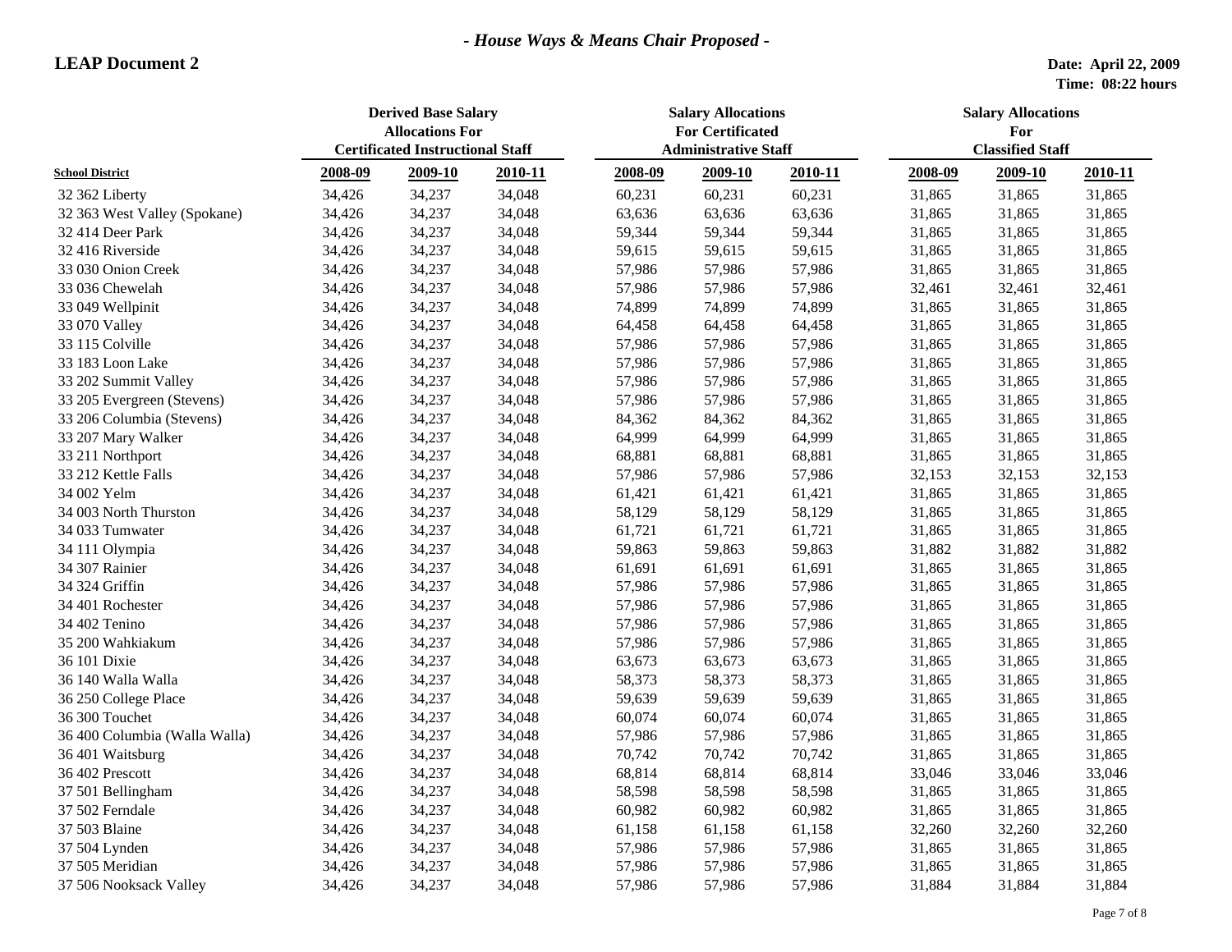*- House Ways & Means Chair Proposed -*

**LEAP Document 2**

**Date: April 22, 2009**
**Time: 08:22 hours**

| School District | Derived Base Salary Allocations For Certificated Instructional Staff | | | Salary Allocations For Certificated Administrative Staff | | | Salary Allocations For Classified Staff | | |
|---|---|---|---|---|---|---|---|---|---|
| | 2008-09 | 2009-10 | 2010-11 | 2008-09 | 2009-10 | 2010-11 | 2008-09 | 2009-10 | 2010-11 |
| 32 362 Liberty | 34,426 | 34,237 | 34,048 | 60,231 | 60,231 | 60,231 | 31,865 | 31,865 | 31,865 |
| 32 363 West Valley (Spokane) | 34,426 | 34,237 | 34,048 | 63,636 | 63,636 | 63,636 | 31,865 | 31,865 | 31,865 |
| 32 414 Deer Park | 34,426 | 34,237 | 34,048 | 59,344 | 59,344 | 59,344 | 31,865 | 31,865 | 31,865 |
| 32 416 Riverside | 34,426 | 34,237 | 34,048 | 59,615 | 59,615 | 59,615 | 31,865 | 31,865 | 31,865 |
| 33 030 Onion Creek | 34,426 | 34,237 | 34,048 | 57,986 | 57,986 | 57,986 | 31,865 | 31,865 | 31,865 |
| 33 036 Chewelah | 34,426 | 34,237 | 34,048 | 57,986 | 57,986 | 57,986 | 32,461 | 32,461 | 32,461 |
| 33 049 Wellpinit | 34,426 | 34,237 | 34,048 | 74,899 | 74,899 | 74,899 | 31,865 | 31,865 | 31,865 |
| 33 070 Valley | 34,426 | 34,237 | 34,048 | 64,458 | 64,458 | 64,458 | 31,865 | 31,865 | 31,865 |
| 33 115 Colville | 34,426 | 34,237 | 34,048 | 57,986 | 57,986 | 57,986 | 31,865 | 31,865 | 31,865 |
| 33 183 Loon Lake | 34,426 | 34,237 | 34,048 | 57,986 | 57,986 | 57,986 | 31,865 | 31,865 | 31,865 |
| 33 202 Summit Valley | 34,426 | 34,237 | 34,048 | 57,986 | 57,986 | 57,986 | 31,865 | 31,865 | 31,865 |
| 33 205 Evergreen (Stevens) | 34,426 | 34,237 | 34,048 | 57,986 | 57,986 | 57,986 | 31,865 | 31,865 | 31,865 |
| 33 206 Columbia (Stevens) | 34,426 | 34,237 | 34,048 | 84,362 | 84,362 | 84,362 | 31,865 | 31,865 | 31,865 |
| 33 207 Mary Walker | 34,426 | 34,237 | 34,048 | 64,999 | 64,999 | 64,999 | 31,865 | 31,865 | 31,865 |
| 33 211 Northport | 34,426 | 34,237 | 34,048 | 68,881 | 68,881 | 68,881 | 31,865 | 31,865 | 31,865 |
| 33 212 Kettle Falls | 34,426 | 34,237 | 34,048 | 57,986 | 57,986 | 57,986 | 32,153 | 32,153 | 32,153 |
| 34 002 Yelm | 34,426 | 34,237 | 34,048 | 61,421 | 61,421 | 61,421 | 31,865 | 31,865 | 31,865 |
| 34 003 North Thurston | 34,426 | 34,237 | 34,048 | 58,129 | 58,129 | 58,129 | 31,865 | 31,865 | 31,865 |
| 34 033 Tumwater | 34,426 | 34,237 | 34,048 | 61,721 | 61,721 | 61,721 | 31,865 | 31,865 | 31,865 |
| 34 111 Olympia | 34,426 | 34,237 | 34,048 | 59,863 | 59,863 | 59,863 | 31,882 | 31,882 | 31,882 |
| 34 307 Rainier | 34,426 | 34,237 | 34,048 | 61,691 | 61,691 | 61,691 | 31,865 | 31,865 | 31,865 |
| 34 324 Griffin | 34,426 | 34,237 | 34,048 | 57,986 | 57,986 | 57,986 | 31,865 | 31,865 | 31,865 |
| 34 401 Rochester | 34,426 | 34,237 | 34,048 | 57,986 | 57,986 | 57,986 | 31,865 | 31,865 | 31,865 |
| 34 402 Tenino | 34,426 | 34,237 | 34,048 | 57,986 | 57,986 | 57,986 | 31,865 | 31,865 | 31,865 |
| 35 200 Wahkiakum | 34,426 | 34,237 | 34,048 | 57,986 | 57,986 | 57,986 | 31,865 | 31,865 | 31,865 |
| 36 101 Dixie | 34,426 | 34,237 | 34,048 | 63,673 | 63,673 | 63,673 | 31,865 | 31,865 | 31,865 |
| 36 140 Walla Walla | 34,426 | 34,237 | 34,048 | 58,373 | 58,373 | 58,373 | 31,865 | 31,865 | 31,865 |
| 36 250 College Place | 34,426 | 34,237 | 34,048 | 59,639 | 59,639 | 59,639 | 31,865 | 31,865 | 31,865 |
| 36 300 Touchet | 34,426 | 34,237 | 34,048 | 60,074 | 60,074 | 60,074 | 31,865 | 31,865 | 31,865 |
| 36 400 Columbia (Walla Walla) | 34,426 | 34,237 | 34,048 | 57,986 | 57,986 | 57,986 | 31,865 | 31,865 | 31,865 |
| 36 401 Waitsburg | 34,426 | 34,237 | 34,048 | 70,742 | 70,742 | 70,742 | 31,865 | 31,865 | 31,865 |
| 36 402 Prescott | 34,426 | 34,237 | 34,048 | 68,814 | 68,814 | 68,814 | 33,046 | 33,046 | 33,046 |
| 37 501 Bellingham | 34,426 | 34,237 | 34,048 | 58,598 | 58,598 | 58,598 | 31,865 | 31,865 | 31,865 |
| 37 502 Ferndale | 34,426 | 34,237 | 34,048 | 60,982 | 60,982 | 60,982 | 31,865 | 31,865 | 31,865 |
| 37 503 Blaine | 34,426 | 34,237 | 34,048 | 61,158 | 61,158 | 61,158 | 32,260 | 32,260 | 32,260 |
| 37 504 Lynden | 34,426 | 34,237 | 34,048 | 57,986 | 57,986 | 57,986 | 31,865 | 31,865 | 31,865 |
| 37 505 Meridian | 34,426 | 34,237 | 34,048 | 57,986 | 57,986 | 57,986 | 31,865 | 31,865 | 31,865 |
| 37 506 Nooksack Valley | 34,426 | 34,237 | 34,048 | 57,986 | 57,986 | 57,986 | 31,884 | 31,884 | 31,884 |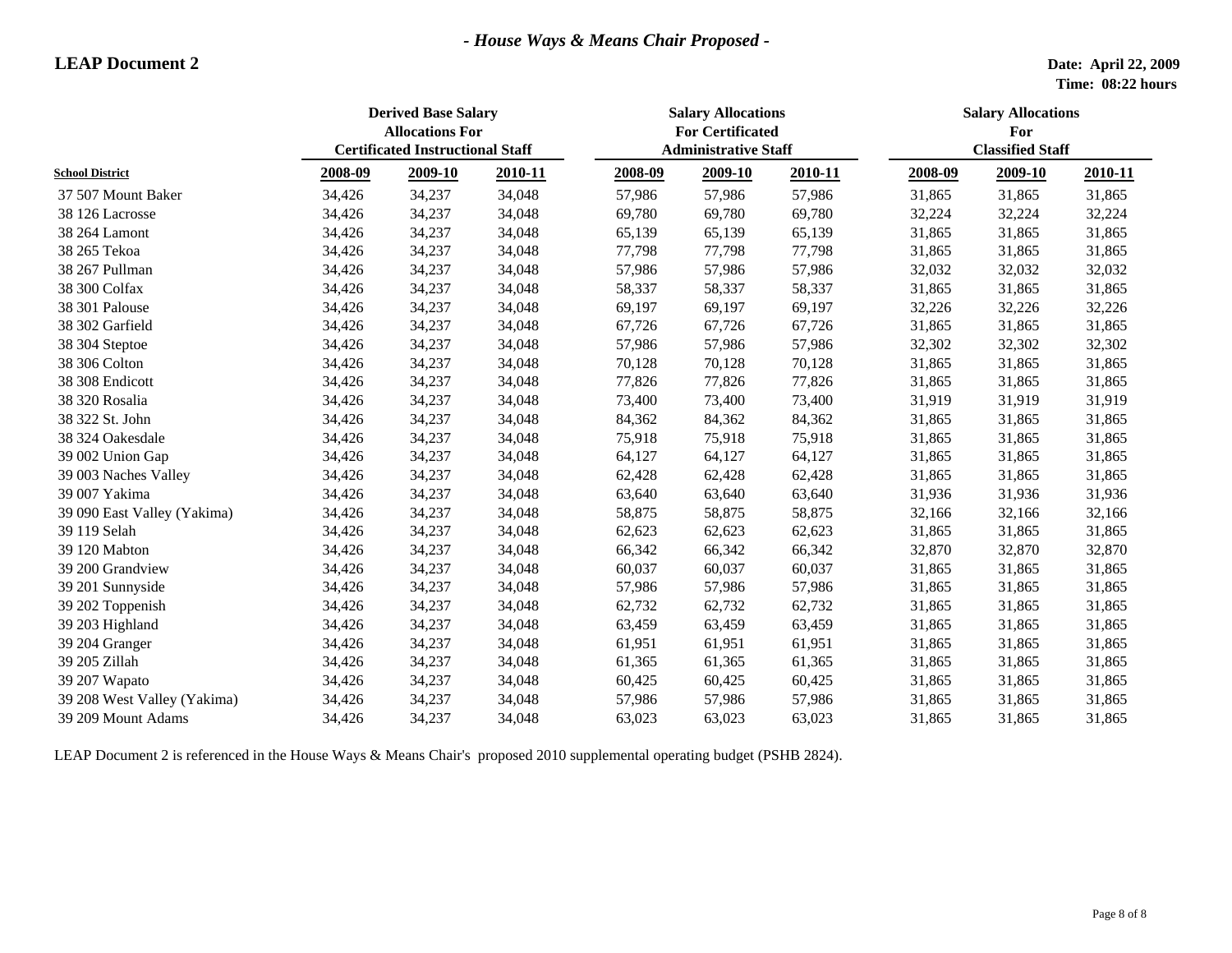*- House Ways & Means Chair Proposed -*

**LEAP Document 2**

**Date: April 22, 2009**
**Time: 08:22 hours**

| | Derived Base Salary Allocations For Certificated Instructional Staff | | | Salary Allocations For Certificated Administrative Staff | | | Salary Allocations For Classified Staff | | |
|---|---|---|---|---|---|---|---|---|---|
| **School District** | **2008-09** | **2009-10** | **2010-11** | **2008-09** | **2009-10** | **2010-11** | **2008-09** | **2009-10** | **2010-11** |
| 37 507 Mount Baker | 34,426 | 34,237 | 34,048 | 57,986 | 57,986 | 57,986 | 31,865 | 31,865 | 31,865 |
| 38 126 Lacrosse | 34,426 | 34,237 | 34,048 | 69,780 | 69,780 | 69,780 | 32,224 | 32,224 | 32,224 |
| 38 264 Lamont | 34,426 | 34,237 | 34,048 | 65,139 | 65,139 | 65,139 | 31,865 | 31,865 | 31,865 |
| 38 265 Tekoa | 34,426 | 34,237 | 34,048 | 77,798 | 77,798 | 77,798 | 31,865 | 31,865 | 31,865 |
| 38 267 Pullman | 34,426 | 34,237 | 34,048 | 57,986 | 57,986 | 57,986 | 32,032 | 32,032 | 32,032 |
| 38 300 Colfax | 34,426 | 34,237 | 34,048 | 58,337 | 58,337 | 58,337 | 31,865 | 31,865 | 31,865 |
| 38 301 Palouse | 34,426 | 34,237 | 34,048 | 69,197 | 69,197 | 69,197 | 32,226 | 32,226 | 32,226 |
| 38 302 Garfield | 34,426 | 34,237 | 34,048 | 67,726 | 67,726 | 67,726 | 31,865 | 31,865 | 31,865 |
| 38 304 Steptoe | 34,426 | 34,237 | 34,048 | 57,986 | 57,986 | 57,986 | 32,302 | 32,302 | 32,302 |
| 38 306 Colton | 34,426 | 34,237 | 34,048 | 70,128 | 70,128 | 70,128 | 31,865 | 31,865 | 31,865 |
| 38 308 Endicott | 34,426 | 34,237 | 34,048 | 77,826 | 77,826 | 77,826 | 31,865 | 31,865 | 31,865 |
| 38 320 Rosalia | 34,426 | 34,237 | 34,048 | 73,400 | 73,400 | 73,400 | 31,919 | 31,919 | 31,919 |
| 38 322 St. John | 34,426 | 34,237 | 34,048 | 84,362 | 84,362 | 84,362 | 31,865 | 31,865 | 31,865 |
| 38 324 Oakesdale | 34,426 | 34,237 | 34,048 | 75,918 | 75,918 | 75,918 | 31,865 | 31,865 | 31,865 |
| 39 002 Union Gap | 34,426 | 34,237 | 34,048 | 64,127 | 64,127 | 64,127 | 31,865 | 31,865 | 31,865 |
| 39 003 Naches Valley | 34,426 | 34,237 | 34,048 | 62,428 | 62,428 | 62,428 | 31,865 | 31,865 | 31,865 |
| 39 007 Yakima | 34,426 | 34,237 | 34,048 | 63,640 | 63,640 | 63,640 | 31,936 | 31,936 | 31,936 |
| 39 090 East Valley (Yakima) | 34,426 | 34,237 | 34,048 | 58,875 | 58,875 | 58,875 | 32,166 | 32,166 | 32,166 |
| 39 119 Selah | 34,426 | 34,237 | 34,048 | 62,623 | 62,623 | 62,623 | 31,865 | 31,865 | 31,865 |
| 39 120 Mabton | 34,426 | 34,237 | 34,048 | 66,342 | 66,342 | 66,342 | 32,870 | 32,870 | 32,870 |
| 39 200 Grandview | 34,426 | 34,237 | 34,048 | 60,037 | 60,037 | 60,037 | 31,865 | 31,865 | 31,865 |
| 39 201 Sunnyside | 34,426 | 34,237 | 34,048 | 57,986 | 57,986 | 57,986 | 31,865 | 31,865 | 31,865 |
| 39 202 Toppenish | 34,426 | 34,237 | 34,048 | 62,732 | 62,732 | 62,732 | 31,865 | 31,865 | 31,865 |
| 39 203 Highland | 34,426 | 34,237 | 34,048 | 63,459 | 63,459 | 63,459 | 31,865 | 31,865 | 31,865 |
| 39 204 Granger | 34,426 | 34,237 | 34,048 | 61,951 | 61,951 | 61,951 | 31,865 | 31,865 | 31,865 |
| 39 205 Zillah | 34,426 | 34,237 | 34,048 | 61,365 | 61,365 | 61,365 | 31,865 | 31,865 | 31,865 |
| 39 207 Wapato | 34,426 | 34,237 | 34,048 | 60,425 | 60,425 | 60,425 | 31,865 | 31,865 | 31,865 |
| 39 208 West Valley (Yakima) | 34,426 | 34,237 | 34,048 | 57,986 | 57,986 | 57,986 | 31,865 | 31,865 | 31,865 |
| 39 209 Mount Adams | 34,426 | 34,237 | 34,048 | 63,023 | 63,023 | 63,023 | 31,865 | 31,865 | 31,865 |

LEAP Document 2 is referenced in the House Ways & Means Chair's proposed 2010 supplemental operating budget (PSHB 2824).